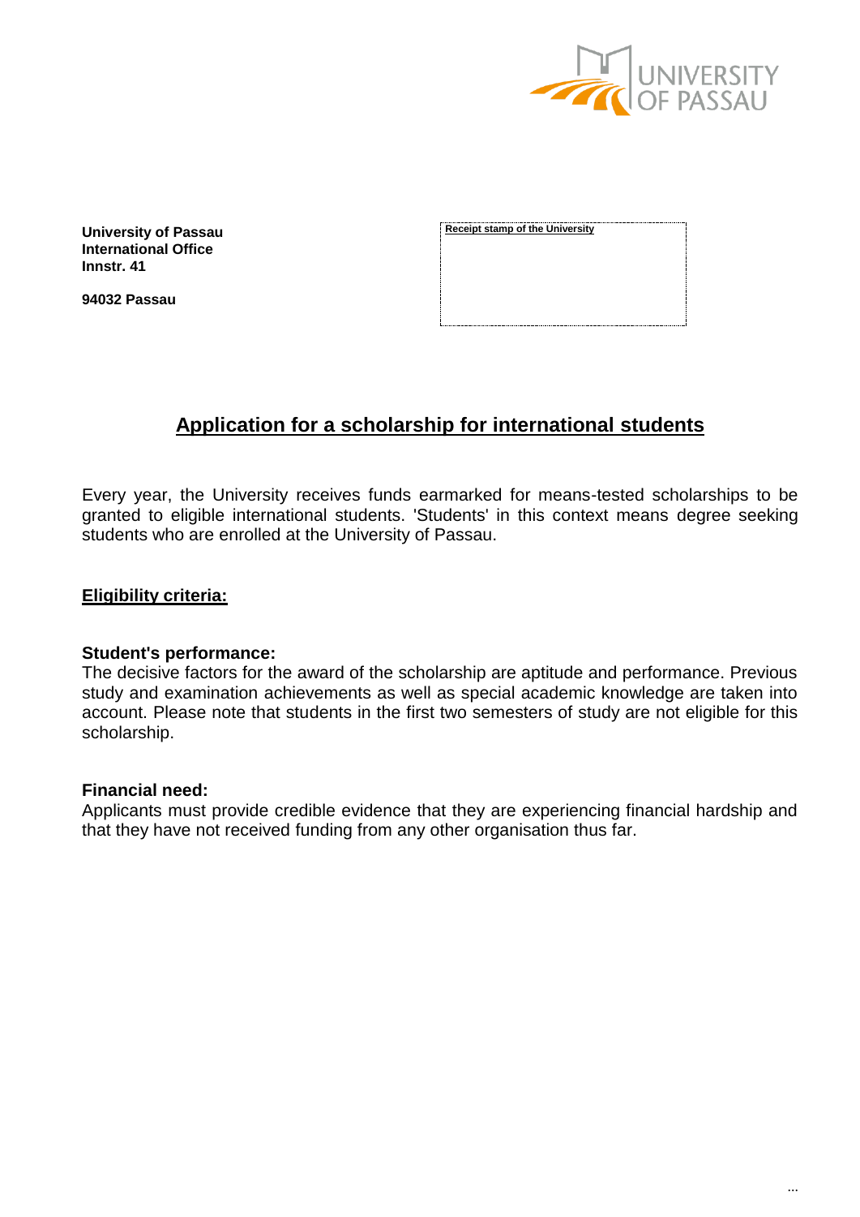**University of Passau**
**International Office**
**Innstr. 41**

**94032 Passau**

Receipt stamp of the University

# Application for a scholarship for international students

Every year, the University receives funds earmarked for means-tested scholarships to be granted to eligible international students. 'Students' in this context means degree seeking students who are enrolled at the University of Passau.

## Eligibility criteria:

### Student's performance:

The decisive factors for the award of the scholarship are aptitude and performance. Previous study and examination achievements as well as special academic knowledge are taken into account. Please note that students in the first two semesters of study are not eligible for this scholarship.

### Financial need:

Applicants must provide credible evidence that they are experiencing financial hardship and that they have not received funding from any other organisation thus far.

...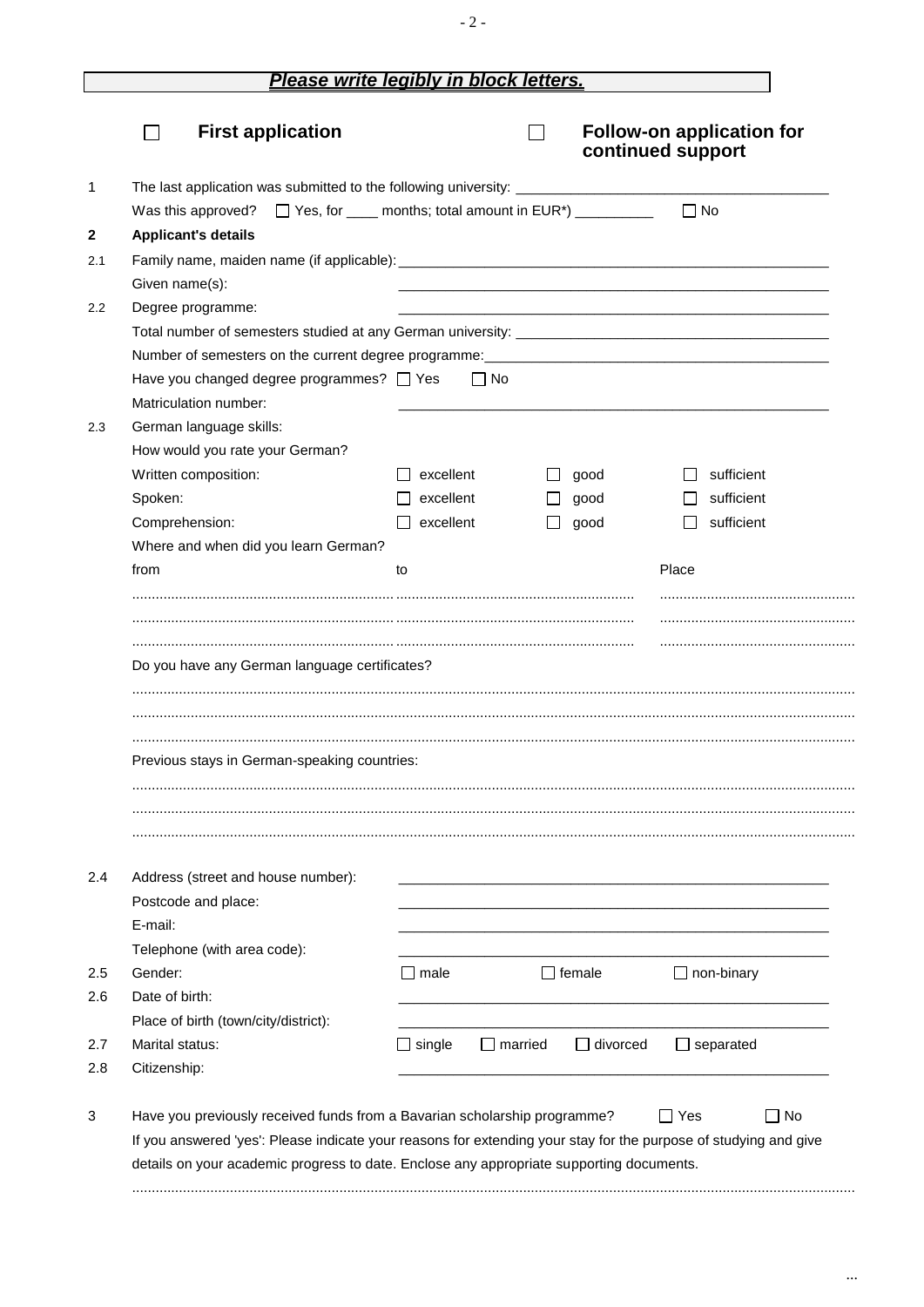**_Please write legibly in block letters._**

☐ **First application** ☐ **Follow-on application for continued support**

1 The last application was submitted to the following university: ______________________

Was this approved? ☐ Yes, for ____ months; total amount in EUR*) __________ ☐ No

**2 Applicant's details**

2.1 Family name, maiden name (if applicable): ______________________

Given name(s): ______________________

2.2 Degree programme: ______________________

Total number of semesters studied at any German university: ______________________

Number of semesters on the current degree programme: ______________________

Have you changed degree programmes? ☐ Yes ☐ No

Matriculation number: ______________________

2.3 German language skills:

How would you rate your German?

| | | | |
|---|---|---|---|
| Written composition: | ☐ excellent | ☐ good | ☐ sufficient |
| Spoken: | ☐ excellent | ☐ good | ☐ sufficient |
| Comprehension: | ☐ excellent | ☐ good | ☐ sufficient |

Where and when did you learn German?

| from | to | Place |
|---|---|---|
| ................ | ................ | ................ |
| ................ | ................ | ................ |
| ................ | ................ | ................ |

Do you have any German language certificates?

..............................................................................

..............................................................................

..............................................................................

Previous stays in German-speaking countries:

..............................................................................

..............................................................................

..............................................................................

2.4 Address (street and house number): ______________________

Postcode and place: ______________________

E-mail: ______________________

Telephone (with area code): ______________________

2.5 Gender: ☐ male ☐ female ☐ non-binary

2.6 Date of birth: ______________________

Place of birth (town/city/district): ______________________

2.7 Marital status: ☐ single ☐ married ☐ divorced ☐ separated

2.8 Citizenship: ______________________

3 Have you previously received funds from a Bavarian scholarship programme? ☐ Yes ☐ No

If you answered 'yes': Please indicate your reasons for extending your stay for the purpose of studying and give details on your academic progress to date. Enclose any appropriate supporting documents.

..............................................................................

...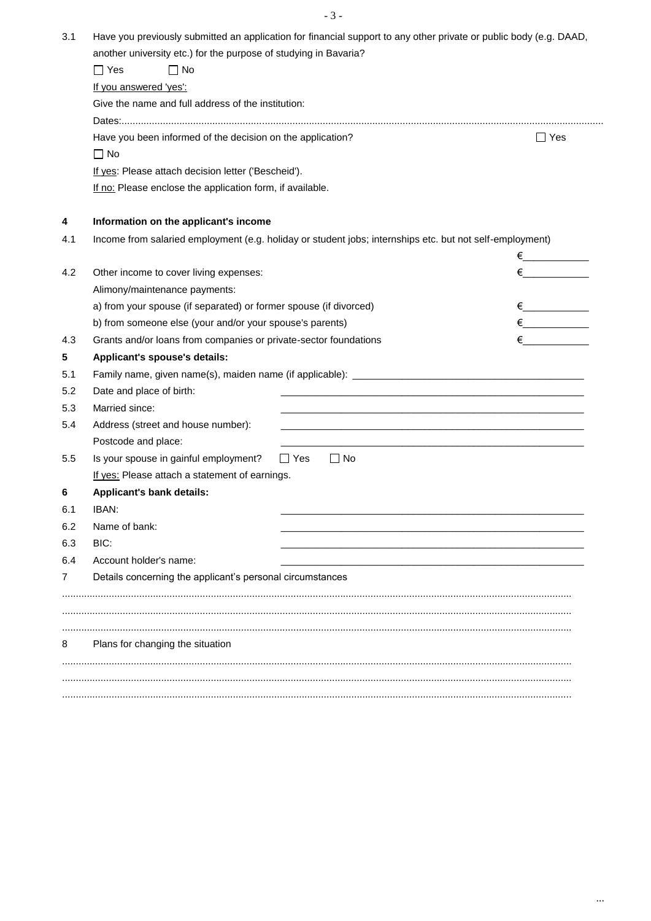3.1 Have you previously submitted an application for financial support to any other private or public body (e.g. DAAD, another university etc.) for the purpose of studying in Bavaria?

☐ Yes ☐ No

If you answered 'yes':

Give the name and full address of the institution:

Dates:.........................................................................................................................................................................

Have you been informed of the decision on the application? ☐ Yes ☐ No

If yes: Please attach decision letter ('Bescheid').

If no: Please enclose the application form, if available.

**4 Information on the applicant's income**

4.1 Income from salaried employment (e.g. holiday or student jobs; internships etc. but not self-employment) €____________

4.2 Other income to cover living expenses: €____________

Alimony/maintenance payments:

a) from your spouse (if separated) or former spouse (if divorced) €____________

b) from someone else (your and/or your spouse's parents) €____________

4.3 Grants and/or loans from companies or private-sector foundations €____________

**5 Applicant's spouse's details:**

5.1 Family name, given name(s), maiden name (if applicable): ____________________________________________

5.2 Date and place of birth: ____________________________________________

5.3 Married since: ____________________________________________

5.4 Address (street and house number): ____________________________________________

Postcode and place: ____________________________________________

5.5 Is your spouse in gainful employment? ☐ Yes ☐ No

If yes: Please attach a statement of earnings.

**6 Applicant's bank details:**

6.1 IBAN: ____________________________________________

6.2 Name of bank: ____________________________________________

6.3 BIC: ____________________________________________

6.4 Account holder's name: ____________________________________________

7 Details concerning the applicant's personal circumstances

.........................................................................................................................................................................

.........................................................................................................................................................................

.........................................................................................................................................................................

8 Plans for changing the situation

.........................................................................................................................................................................

.........................................................................................................................................................................

.........................................................................................................................................................................

...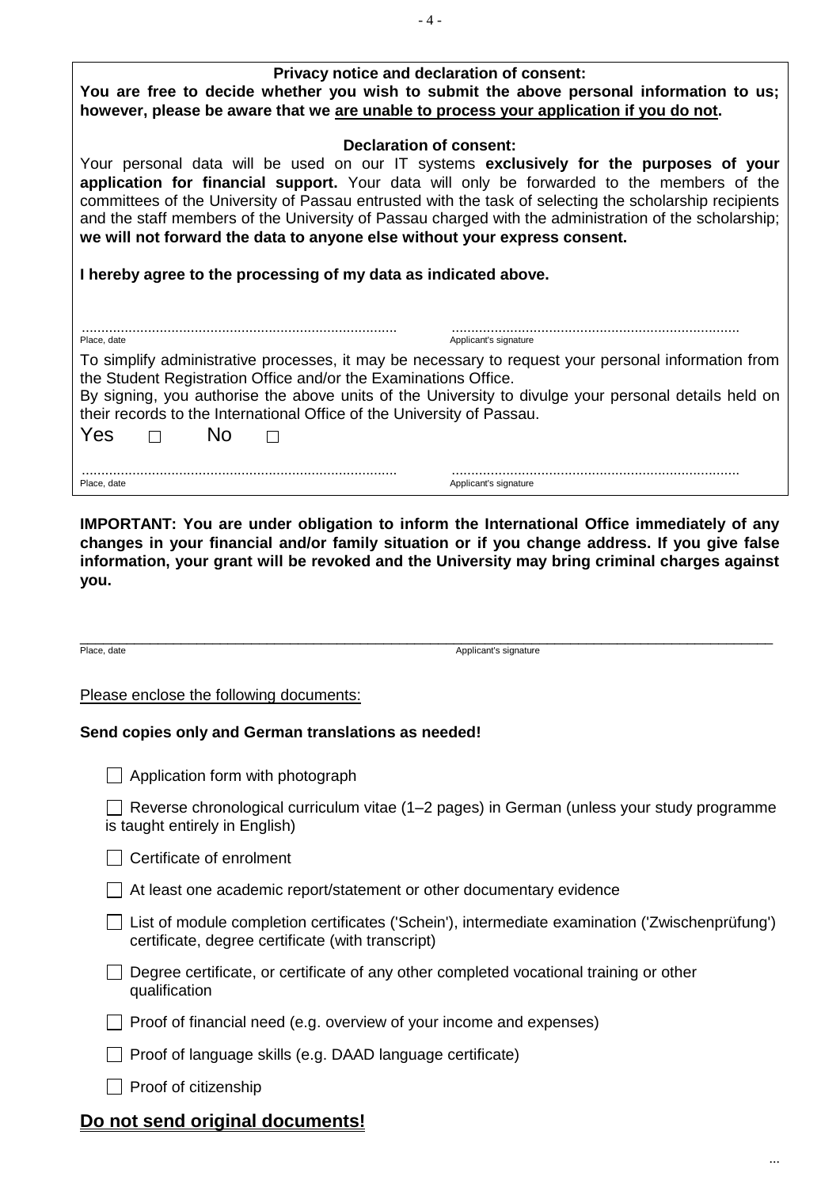**Privacy notice and declaration of consent:**

**You are free to decide whether you wish to submit the above personal information to us; however, please be aware that we are unable to process your application if you do not.**

**Declaration of consent:**

Your personal data will be used on our IT systems **exclusively for the purposes of your application for financial support.** Your data will only be forwarded to the members of the committees of the University of Passau entrusted with the task of selecting the scholarship recipients and the staff members of the University of Passau charged with the administration of the scholarship; **we will not forward the data to anyone else without your express consent.**

**I hereby agree to the processing of my data as indicated above.**

................................................................................ ..........................................................................

Place, date Applicant's signature

To simplify administrative processes, it may be necessary to request your personal information from the Student Registration Office and/or the Examinations Office.
By signing, you authorise the above units of the University to divulge your personal details held on their records to the International Office of the University of Passau.

Yes ☐ No ☐

................................................................................ ..........................................................................

Place, date Applicant's signature

**IMPORTANT: You are under obligation to inform the International Office immediately of any changes in your financial and/or family situation or if you change address. If you give false information, your grant will be revoked and the University may bring criminal charges against you.**

______________________________________________________________________________________

Place, date Applicant's signature

Please enclose the following documents:

**Send copies only and German translations as needed!**

- ☐ Application form with photograph
- ☐ Reverse chronological curriculum vitae (1–2 pages) in German (unless your study programme is taught entirely in English)
- ☐ Certificate of enrolment
- ☐ At least one academic report/statement or other documentary evidence
- ☐ List of module completion certificates ('Schein'), intermediate examination ('Zwischenprüfung') certificate, degree certificate (with transcript)
- ☐ Degree certificate, or certificate of any other completed vocational training or other qualification
- ☐ Proof of financial need (e.g. overview of your income and expenses)
- ☐ Proof of language skills (e.g. DAAD language certificate)
- ☐ Proof of citizenship

## **Do not send original documents!**

...